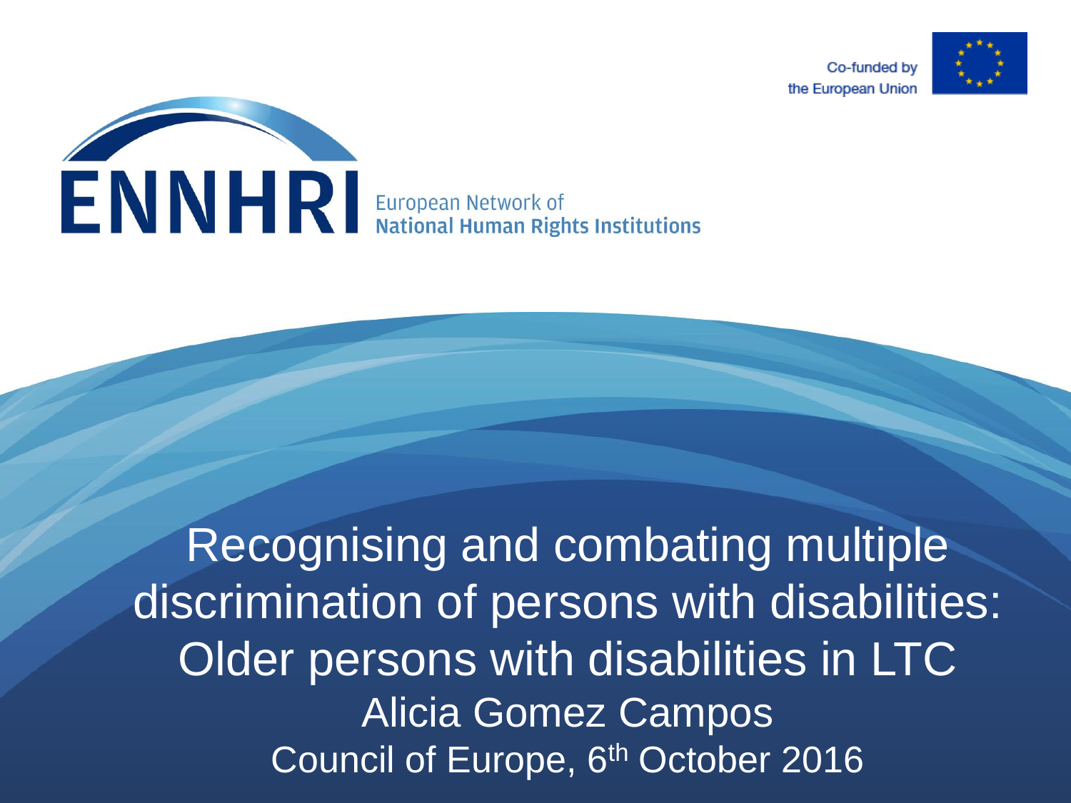Co-funded by the European Union

ENNHRI European Network of National Human Rights Institutions

# Recognising and combating multiple discrimination of persons with disabilities: Older persons with disabilities in LTC

Alicia Gomez Campos

Council of Europe, 6th October 2016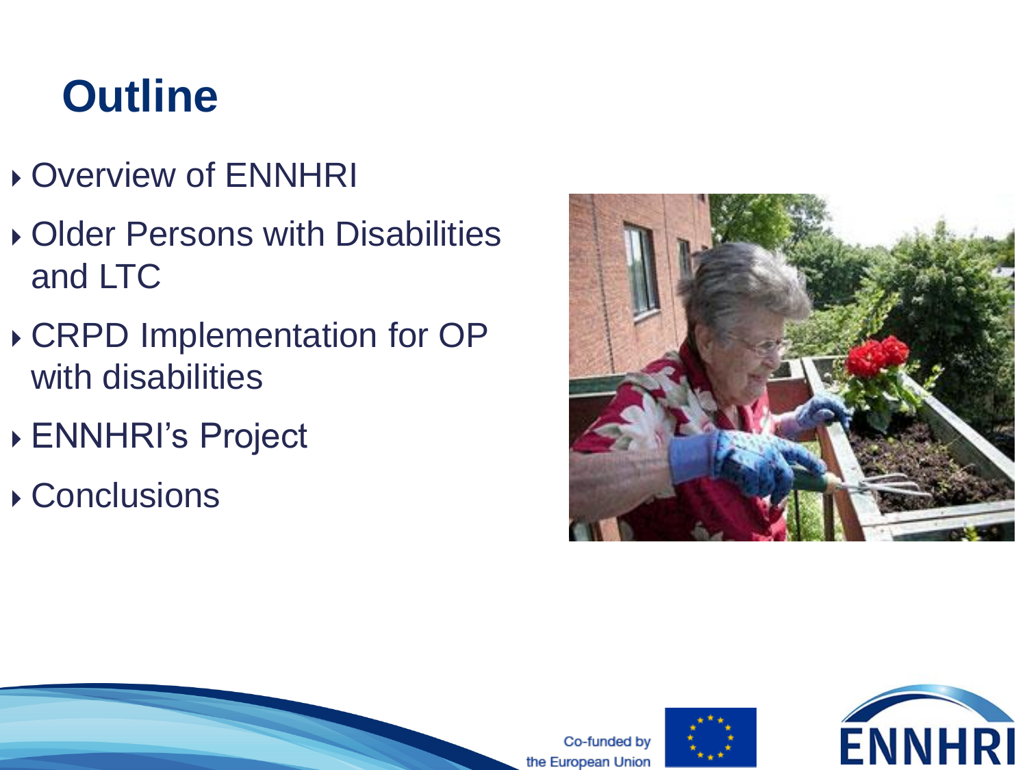# Outline

- Overview of ENNHRI
- Older Persons with Disabilities and LTC
- CRPD Implementation for OP with disabilities
- ENNHRI's Project
- Conclusions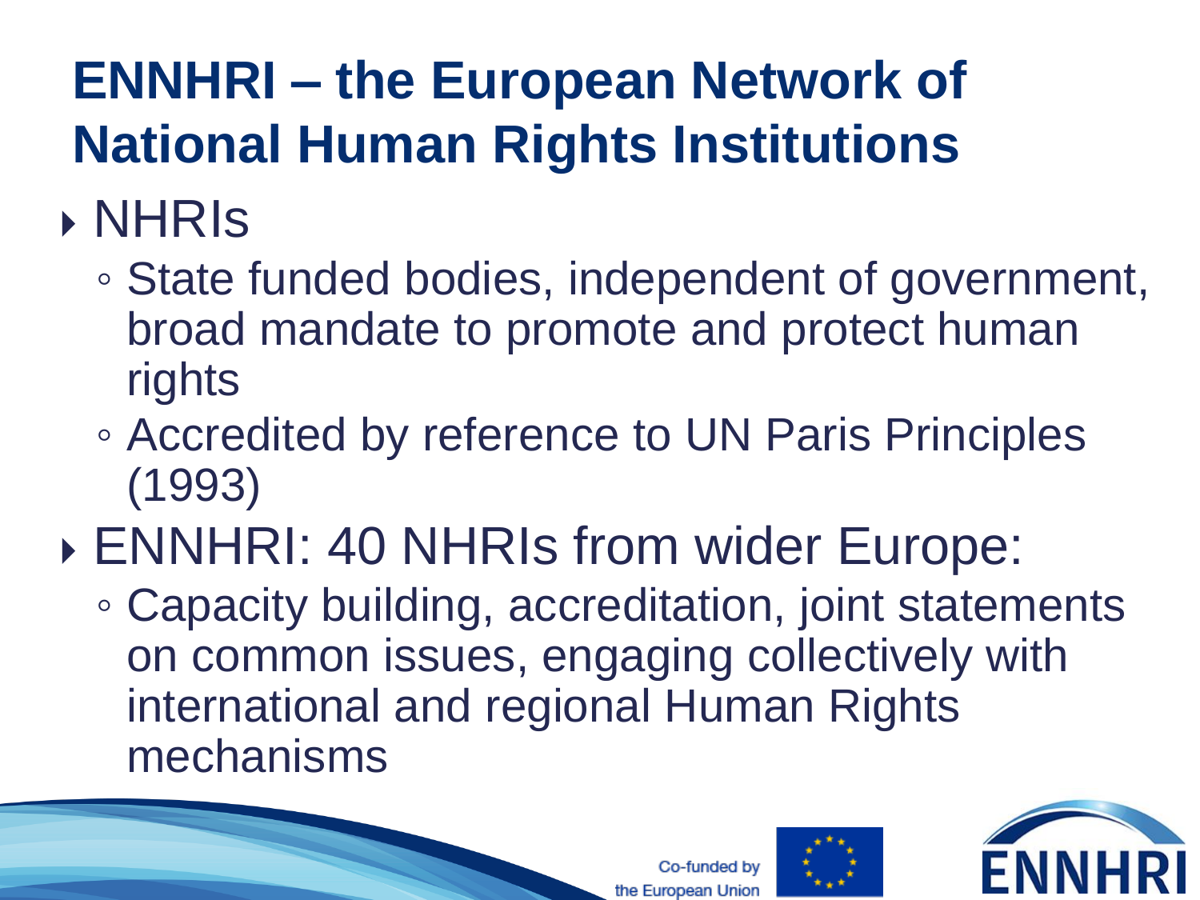# ENNHRI – the European Network of National Human Rights Institutions

- NHRIs
  - State funded bodies, independent of government, broad mandate to promote and protect human rights
  - Accredited by reference to UN Paris Principles (1993)
- ENNHRI: 40 NHRIs from wider Europe:
  - Capacity building, accreditation, joint statements on common issues, engaging collectively with international and regional Human Rights mechanisms

Co-funded by the European Union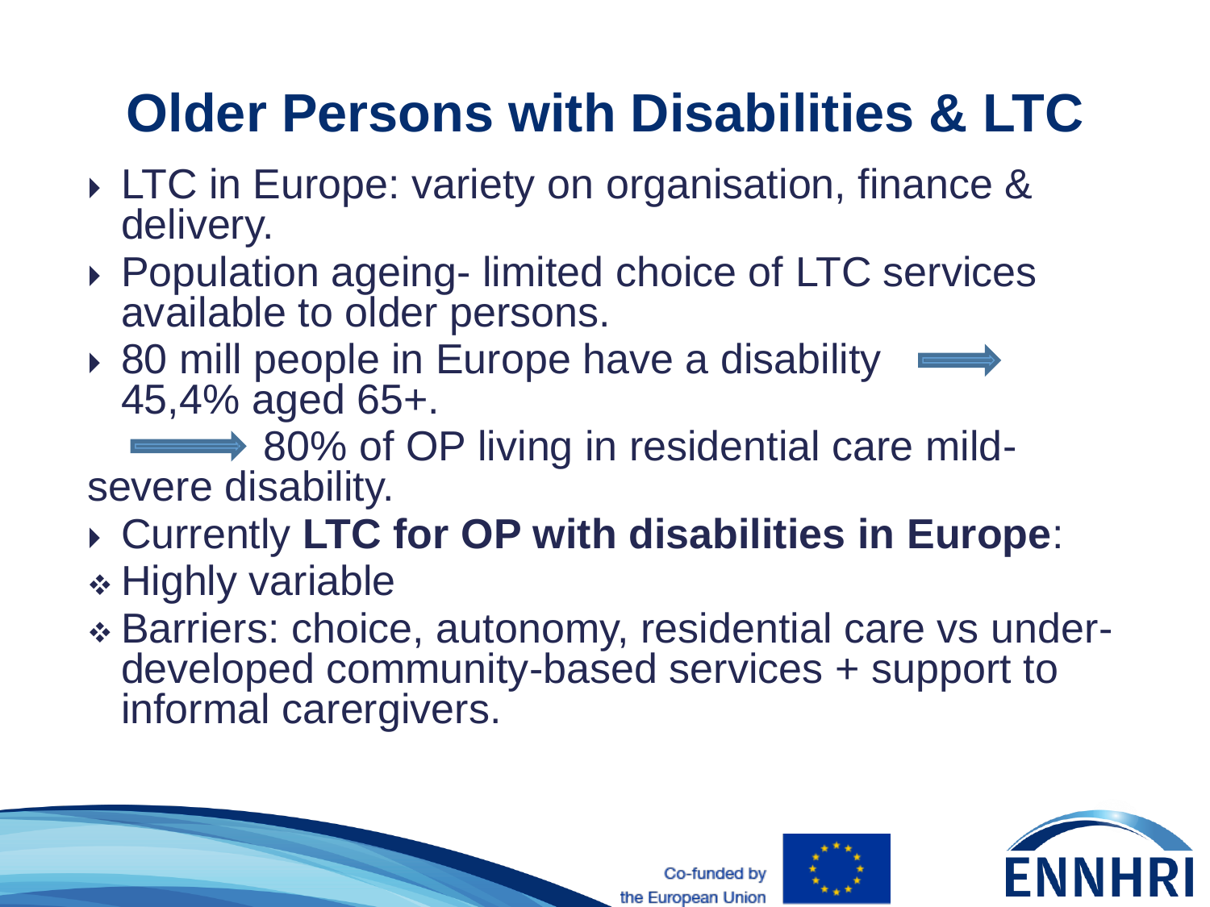# Older Persons with Disabilities & LTC

- LTC in Europe: variety on organisation, finance & delivery.
- Population ageing- limited choice of LTC services available to older persons.
- 80 mill people in Europe have a disability ⟹ 45,4% aged 65+.

⟹ 80% of OP living in residential care mild-severe disability.

- Currently **LTC for OP with disabilities in Europe**:
  - Highly variable
  - Barriers: choice, autonomy, residential care vs under-developed community-based services + support to informal carergivers.

Co-funded by the European Union

ENNHRI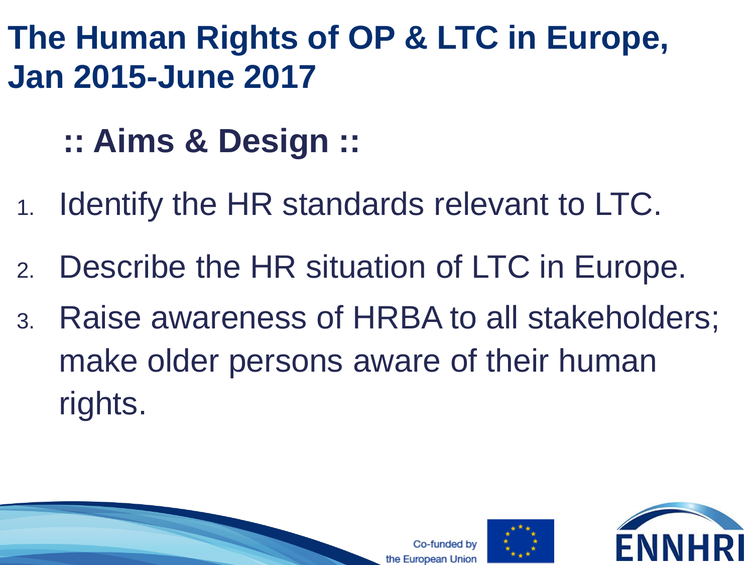# The Human Rights of OP & LTC in Europe, Jan 2015-June 2017

## :: Aims & Design ::

1. Identify the HR standards relevant to LTC.
2. Describe the HR situation of LTC in Europe.
3. Raise awareness of HRBA to all stakeholders; make older persons aware of their human rights.

Co-funded by the European Union

ENNHRI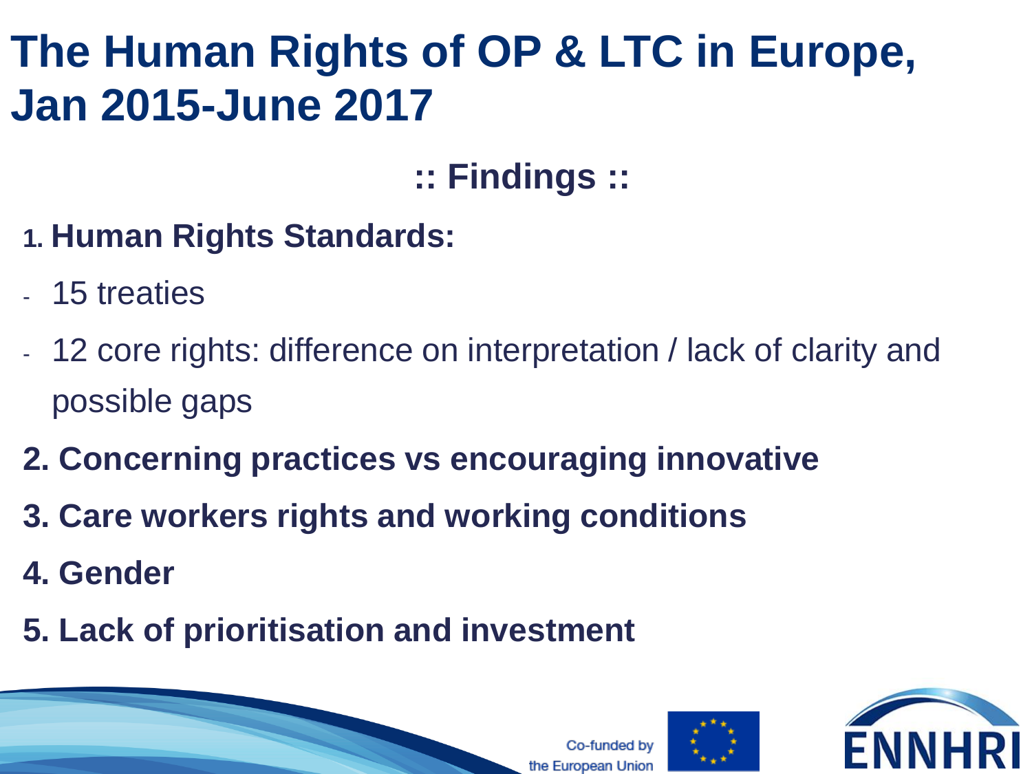# The Human Rights of OP & LTC in Europe, Jan 2015-June 2017

## :: Findings ::

**1. Human Rights Standards:**

- 15 treaties
- 12 core rights: difference on interpretation / lack of clarity and possible gaps

**2. Concerning practices vs encouraging innovative**

**3. Care workers rights and working conditions**

**4. Gender**

**5. Lack of prioritisation and investment**

Co-funded by the European Union

ENNHRI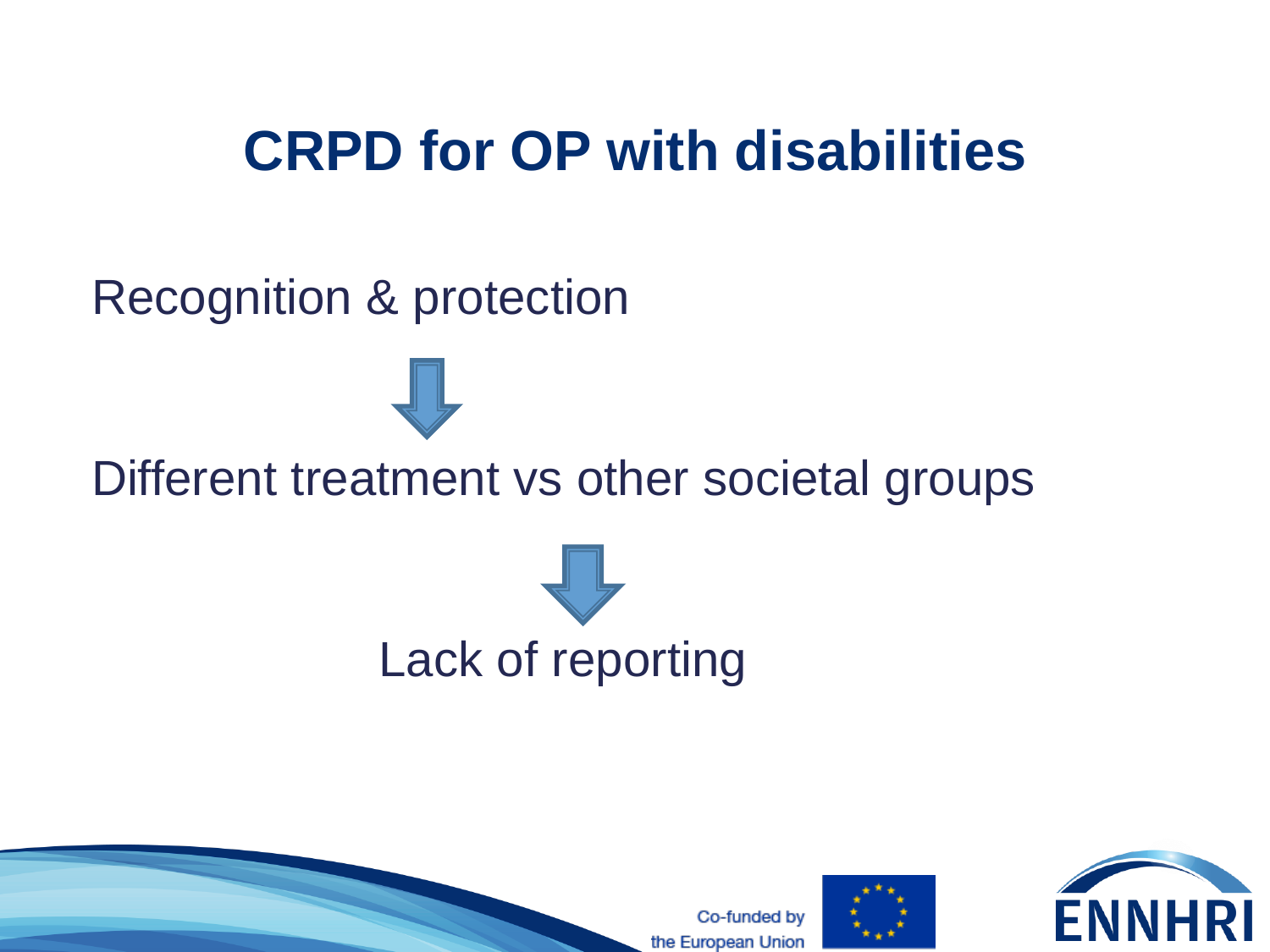# CRPD for OP with disabilities

Recognition & protection

↓

Different treatment vs other societal groups

↓

Lack of reporting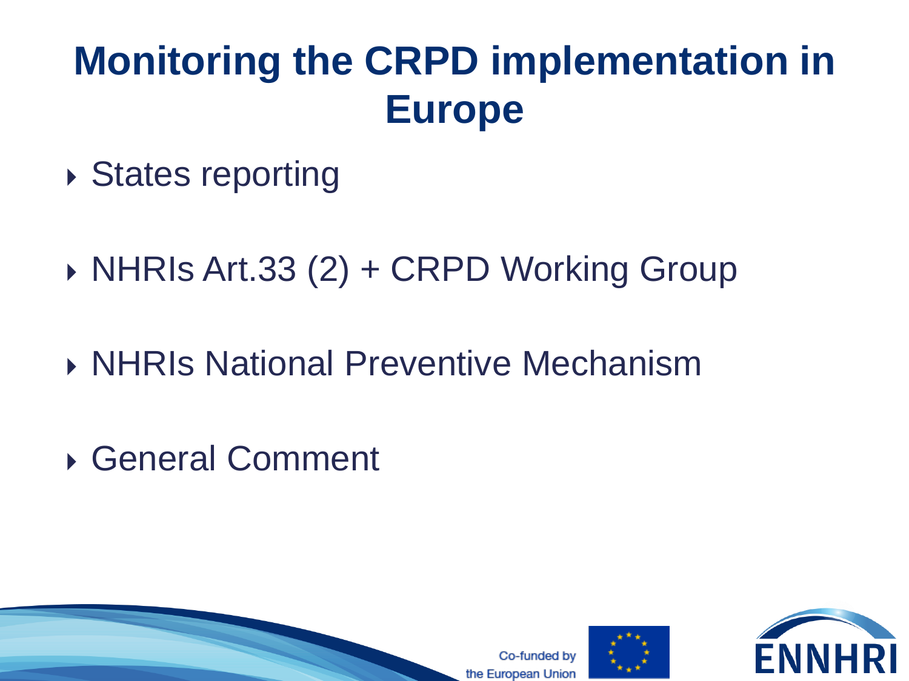# Monitoring the CRPD implementation in Europe

- States reporting
- NHRIs Art.33 (2) + CRPD Working Group
- NHRIs National Preventive Mechanism
- General Comment

Co-funded by the European Union

ENNHRI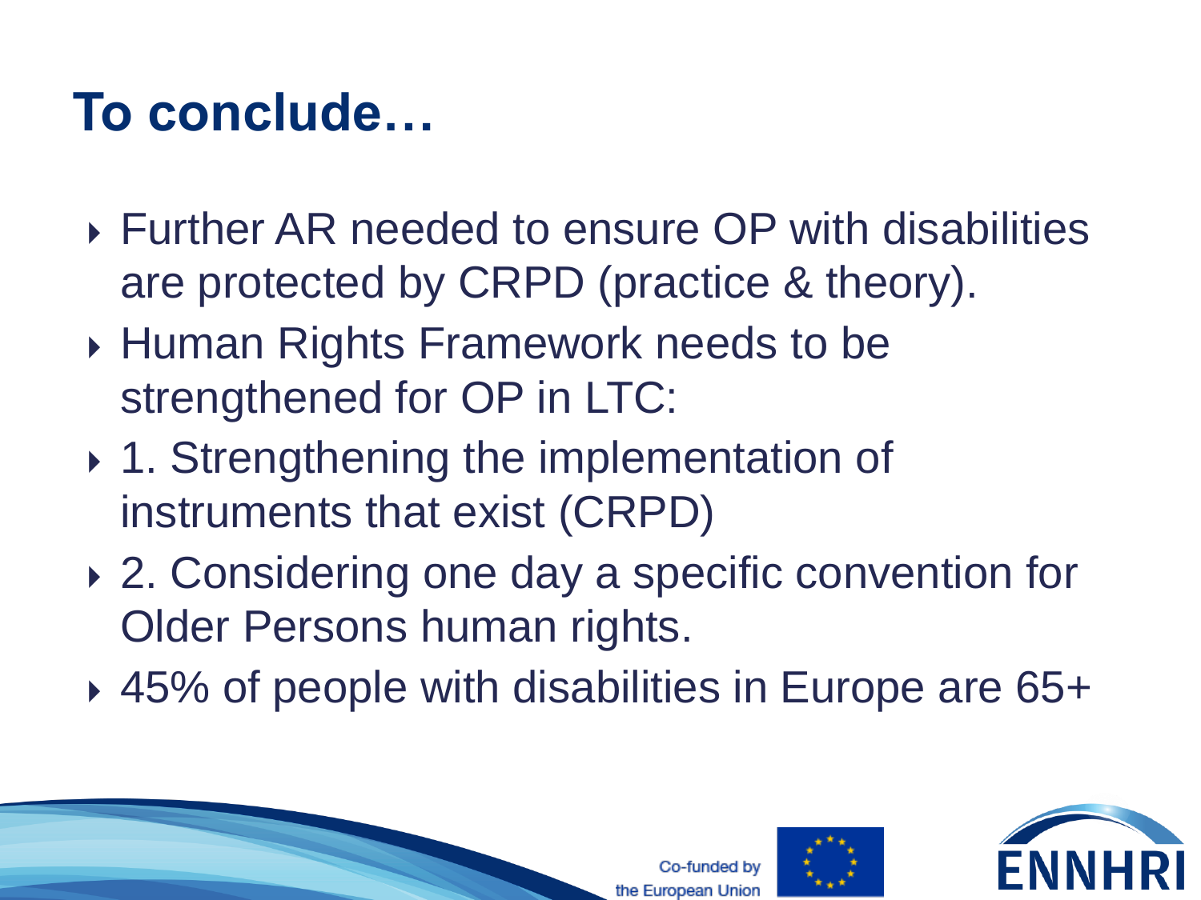# To conclude…

- Further AR needed to ensure OP with disabilities are protected by CRPD (practice & theory).
- Human Rights Framework needs to be strengthened for OP in LTC:
- 1. Strengthening the implementation of instruments that exist (CRPD)
- 2. Considering one day a specific convention for Older Persons human rights.
- 45% of people with disabilities in Europe are 65+

Co-funded by the European Union

ENNHRI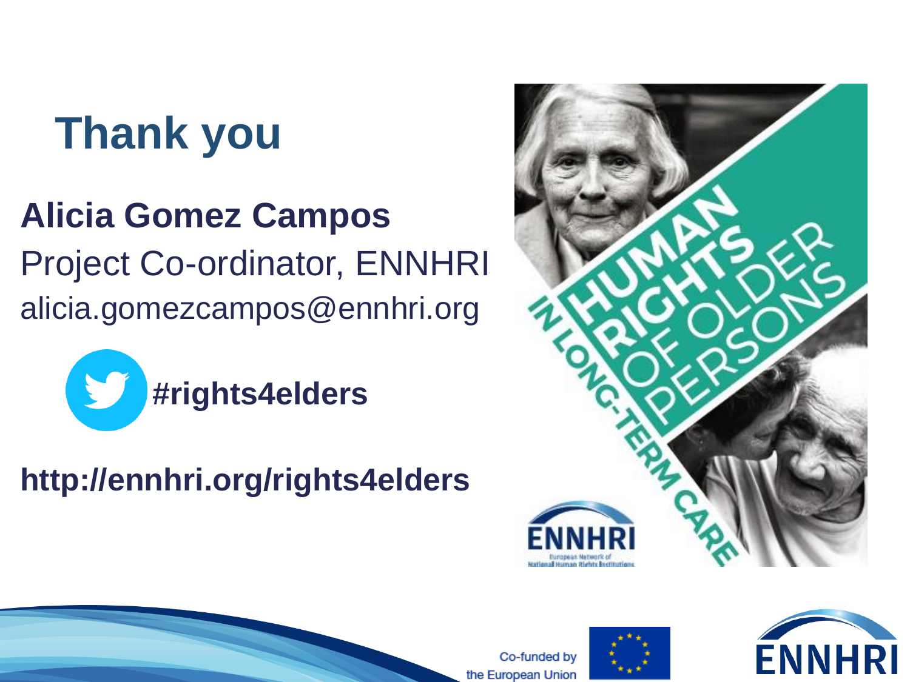# Thank you

**Alicia Gomez Campos**

Project Co-ordinator, ENNHRI

alicia.gomezcampos@ennhri.org

**#rights4elders**

**http://ennhri.org/rights4elders**

HUMAN RIGHTS OF OLDER PERSONS IN LONG-TERM CARE

ENNHRI European Network of National Human Rights Institutions

Co-funded by the European Union

ENNHRI